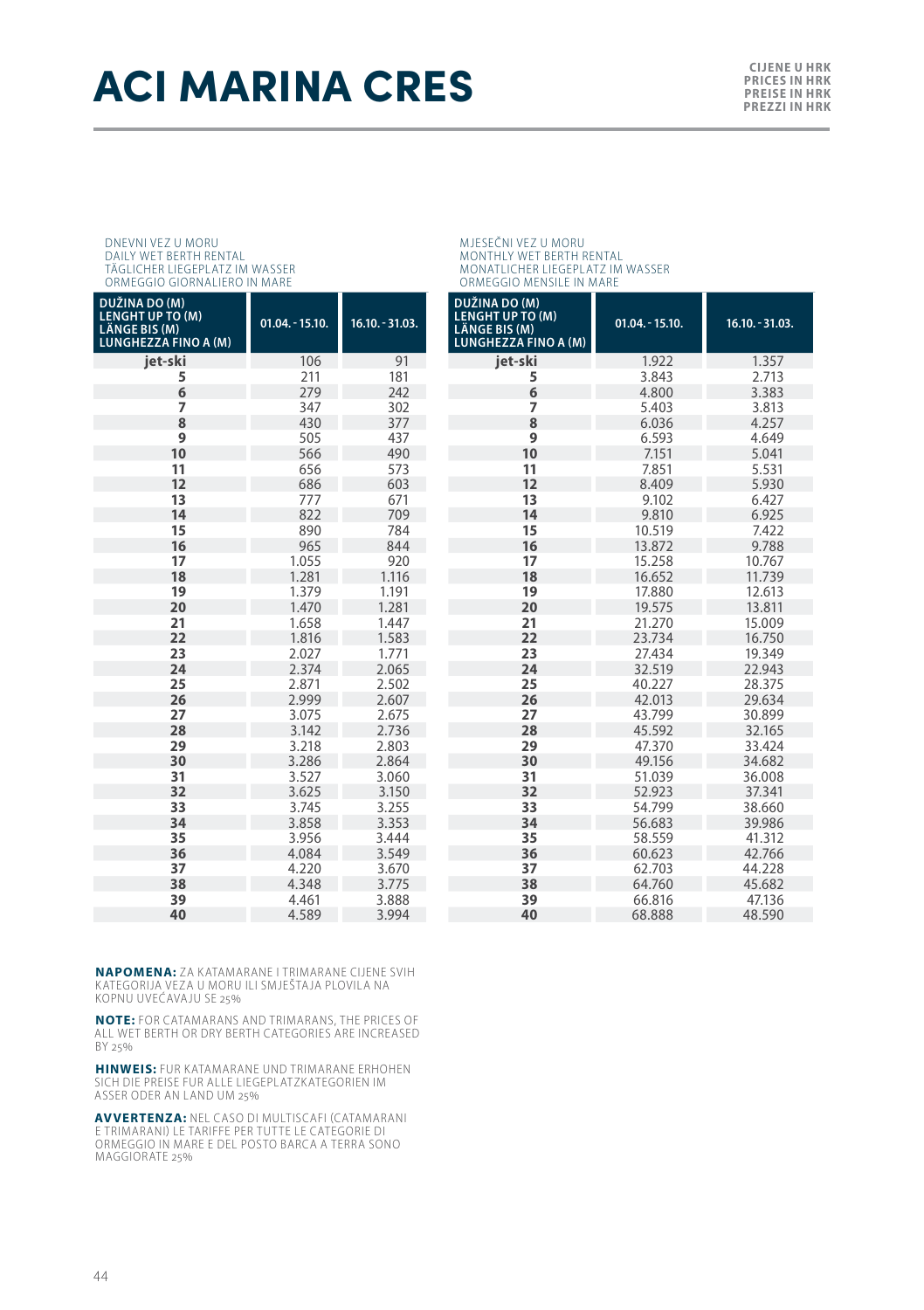# ACI MARINA CRES

CIJENE U HRK
PRICES IN HRK
PREISE IN HRK
PREZZI IN HRK

DNEVNI VEZ U MORU
DAILY WET BERTH RENTAL
TÄGLICHER LIEGEPLATZ IM WASSER
ORMEGGIO GIORNALIERO IN MARE

| DUŽINA DO (M) LENGHT UP TO (M) LÄNGE BIS (M) LUNGHEZZA FINO A (M) | 01.04. - 15.10. | 16.10. - 31.03. |
|---|---|---|
| **jet-ski** | 106 | 91 |
| **5** | 211 | 181 |
| **6** | 279 | 242 |
| **7** | 347 | 302 |
| **8** | 430 | 377 |
| **9** | 505 | 437 |
| **10** | 566 | 490 |
| **11** | 656 | 573 |
| **12** | 686 | 603 |
| **13** | 777 | 671 |
| **14** | 822 | 709 |
| **15** | 890 | 784 |
| **16** | 965 | 844 |
| **17** | 1.055 | 920 |
| **18** | 1.281 | 1.116 |
| **19** | 1.379 | 1.191 |
| **20** | 1.470 | 1.281 |
| **21** | 1.658 | 1.447 |
| **22** | 1.816 | 1.583 |
| **23** | 2.027 | 1.771 |
| **24** | 2.374 | 2.065 |
| **25** | 2.871 | 2.502 |
| **26** | 2.999 | 2.607 |
| **27** | 3.075 | 2.675 |
| **28** | 3.142 | 2.736 |
| **29** | 3.218 | 2.803 |
| **30** | 3.286 | 2.864 |
| **31** | 3.527 | 3.060 |
| **32** | 3.625 | 3.150 |
| **33** | 3.745 | 3.255 |
| **34** | 3.858 | 3.353 |
| **35** | 3.956 | 3.444 |
| **36** | 4.084 | 3.549 |
| **37** | 4.220 | 3.670 |
| **38** | 4.348 | 3.775 |
| **39** | 4.461 | 3.888 |
| **40** | 4.589 | 3.994 |

MJESEČNI VEZ U MORU
MONTHLY WET BERTH RENTAL
MONATLICHER LIEGEPLATZ IM WASSER
ORMEGGIO MENSILE IN MARE

| DUŽINA DO (M) LENGHT UP TO (M) LÄNGE BIS (M) LUNGHEZZA FINO A (M) | 01.04. - 15.10. | 16.10. - 31.03. |
|---|---|---|
| **jet-ski** | 1.922 | 1.357 |
| **5** | 3.843 | 2.713 |
| **6** | 4.800 | 3.383 |
| **7** | 5.403 | 3.813 |
| **8** | 6.036 | 4.257 |
| **9** | 6.593 | 4.649 |
| **10** | 7.151 | 5.041 |
| **11** | 7.851 | 5.531 |
| **12** | 8.409 | 5.930 |
| **13** | 9.102 | 6.427 |
| **14** | 9.810 | 6.925 |
| **15** | 10.519 | 7.422 |
| **16** | 13.872 | 9.788 |
| **17** | 15.258 | 10.767 |
| **18** | 16.652 | 11.739 |
| **19** | 17.880 | 12.613 |
| **20** | 19.575 | 13.811 |
| **21** | 21.270 | 15.009 |
| **22** | 23.734 | 16.750 |
| **23** | 27.434 | 19.349 |
| **24** | 32.519 | 22.943 |
| **25** | 40.227 | 28.375 |
| **26** | 42.013 | 29.634 |
| **27** | 43.799 | 30.899 |
| **28** | 45.592 | 32.165 |
| **29** | 47.370 | 33.424 |
| **30** | 49.156 | 34.682 |
| **31** | 51.039 | 36.008 |
| **32** | 52.923 | 37.341 |
| **33** | 54.799 | 38.660 |
| **34** | 56.683 | 39.986 |
| **35** | 58.559 | 41.312 |
| **36** | 60.623 | 42.766 |
| **37** | 62.703 | 44.228 |
| **38** | 64.760 | 45.682 |
| **39** | 66.816 | 47.136 |
| **40** | 68.888 | 48.590 |

**NAPOMENA:** ZA KATAMARANE I TRIMARANE CIJENE SVIH KATEGORIJA VEZA U MORU ILI SMJEŠTAJA PLOVILA NA KOPNU UVEĆAVAJU SE 25%

**NOTE:** FOR CATAMARANS AND TRIMARANS, THE PRICES OF ALL WET BERTH OR DRY BERTH CATEGORIES ARE INCREASED BY 25%

**HINWEIS:** FUR KATAMARANE UND TRIMARANE ERHOHEN SICH DIE PREISE FUR ALLE LIEGEPLATZKATEGORIEN IM ASSER ODER AN LAND UM 25%

**AVVERTENZA:** NEL CASO DI MULTISCAFI (CATAMARANI E TRIMARANI) LE TARIFFE PER TUTTE LE CATEGORIE DI ORMEGGIO IN MARE E DEL POSTO BARCA A TERRA SONO MAGGIORATE 25%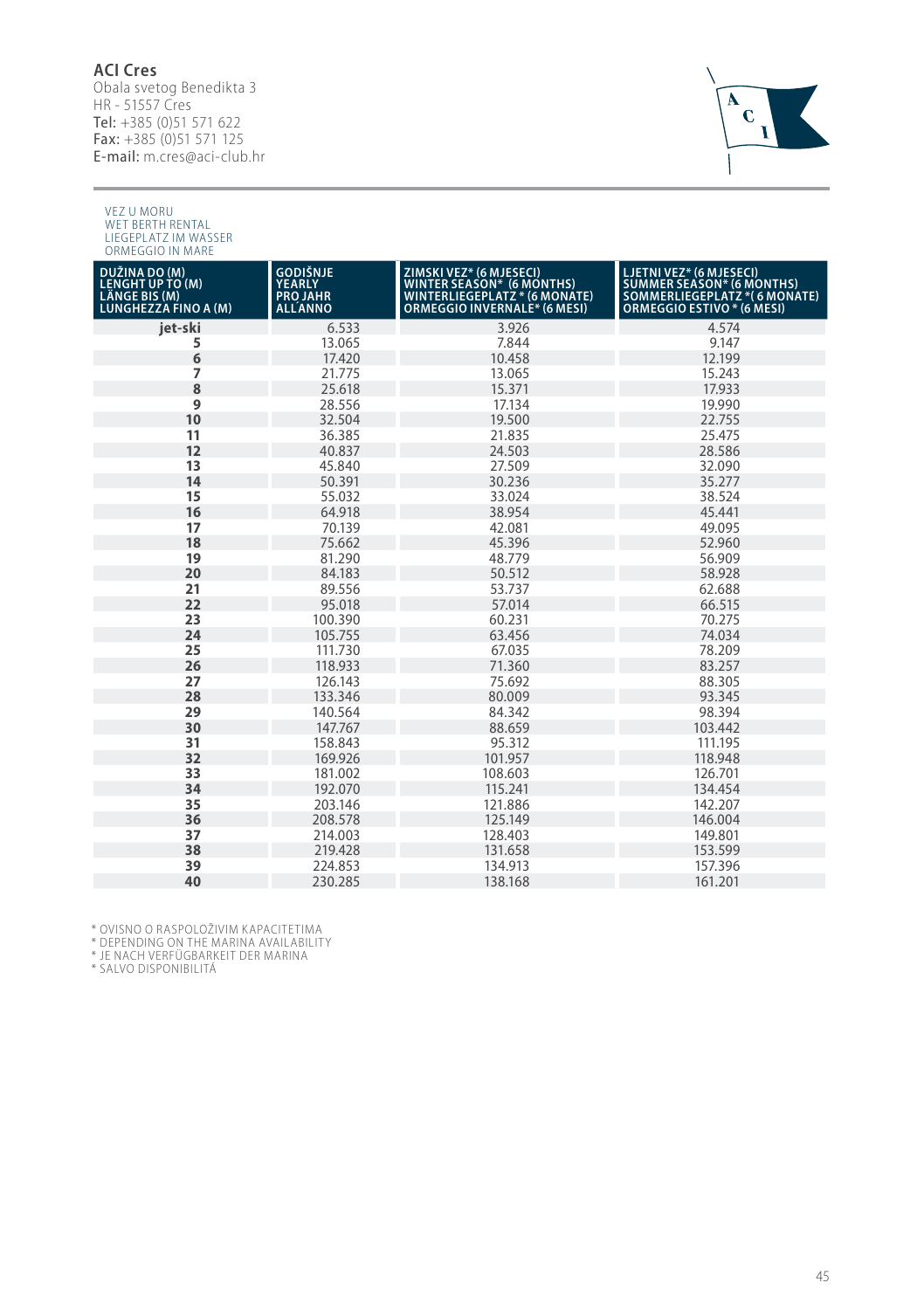## ACI Cres

Obala svetog Benedikta 3
HR - 51557 Cres
**Tel:** +385 (0)51 571 622
**Fax:** +385 (0)51 571 125
**E-mail:** m.cres@aci-club.hr

VEZ U MORU
WET BERTH RENTAL
LIEGEPLATZ IM WASSER
ORMEGGIO IN MARE

| DUŽINA DO (M) LENGHT UP TO (M) LÄNGE BIS (M) LUNGHEZZA FINO A (M) | GODIŠNJE YEARLY PRO JAHR ALL'ANNO | ZIMSKI VEZ* (6 MJESECI) WINTER SEASON* (6 MONTHS) WINTERLIEGEPLATZ * (6 MONATE) ORMEGGIO INVERNALE* (6 MESI) | LJETNI VEZ* (6 MJESECI) SUMMER SEASON* (6 MONTHS) SOMMERLIEGEPLATZ *( 6 MONATE) ORMEGGIO ESTIVO * (6 MESI) |
|---|---|---|---|
| **jet-ski** | 6.533 | 3.926 | 4.574 |
| **5** | 13.065 | 7.844 | 9.147 |
| **6** | 17.420 | 10.458 | 12.199 |
| **7** | 21.775 | 13.065 | 15.243 |
| **8** | 25.618 | 15.371 | 17.933 |
| **9** | 28.556 | 17.134 | 19.990 |
| **10** | 32.504 | 19.500 | 22.755 |
| **11** | 36.385 | 21.835 | 25.475 |
| **12** | 40.837 | 24.503 | 28.586 |
| **13** | 45.840 | 27.509 | 32.090 |
| **14** | 50.391 | 30.236 | 35.277 |
| **15** | 55.032 | 33.024 | 38.524 |
| **16** | 64.918 | 38.954 | 45.441 |
| **17** | 70.139 | 42.081 | 49.095 |
| **18** | 75.662 | 45.396 | 52.960 |
| **19** | 81.290 | 48.779 | 56.909 |
| **20** | 84.183 | 50.512 | 58.928 |
| **21** | 89.556 | 53.737 | 62.688 |
| **22** | 95.018 | 57.014 | 66.515 |
| **23** | 100.390 | 60.231 | 70.275 |
| **24** | 105.755 | 63.456 | 74.034 |
| **25** | 111.730 | 67.035 | 78.209 |
| **26** | 118.933 | 71.360 | 83.257 |
| **27** | 126.143 | 75.692 | 88.305 |
| **28** | 133.346 | 80.009 | 93.345 |
| **29** | 140.564 | 84.342 | 98.394 |
| **30** | 147.767 | 88.659 | 103.442 |
| **31** | 158.843 | 95.312 | 111.195 |
| **32** | 169.926 | 101.957 | 118.948 |
| **33** | 181.002 | 108.603 | 126.701 |
| **34** | 192.070 | 115.241 | 134.454 |
| **35** | 203.146 | 121.886 | 142.207 |
| **36** | 208.578 | 125.149 | 146.004 |
| **37** | 214.003 | 128.403 | 149.801 |
| **38** | 219.428 | 131.658 | 153.599 |
| **39** | 224.853 | 134.913 | 157.396 |
| **40** | 230.285 | 138.168 | 161.201 |

\* OVISNO O RASPOLOŽIVIM KAPACITETIMA
\* DEPENDING ON THE MARINA AVAILABILITY
\* JE NACH VERFÜGBARKEIT DER MARINA
\* SALVO DISPONIBILITÀ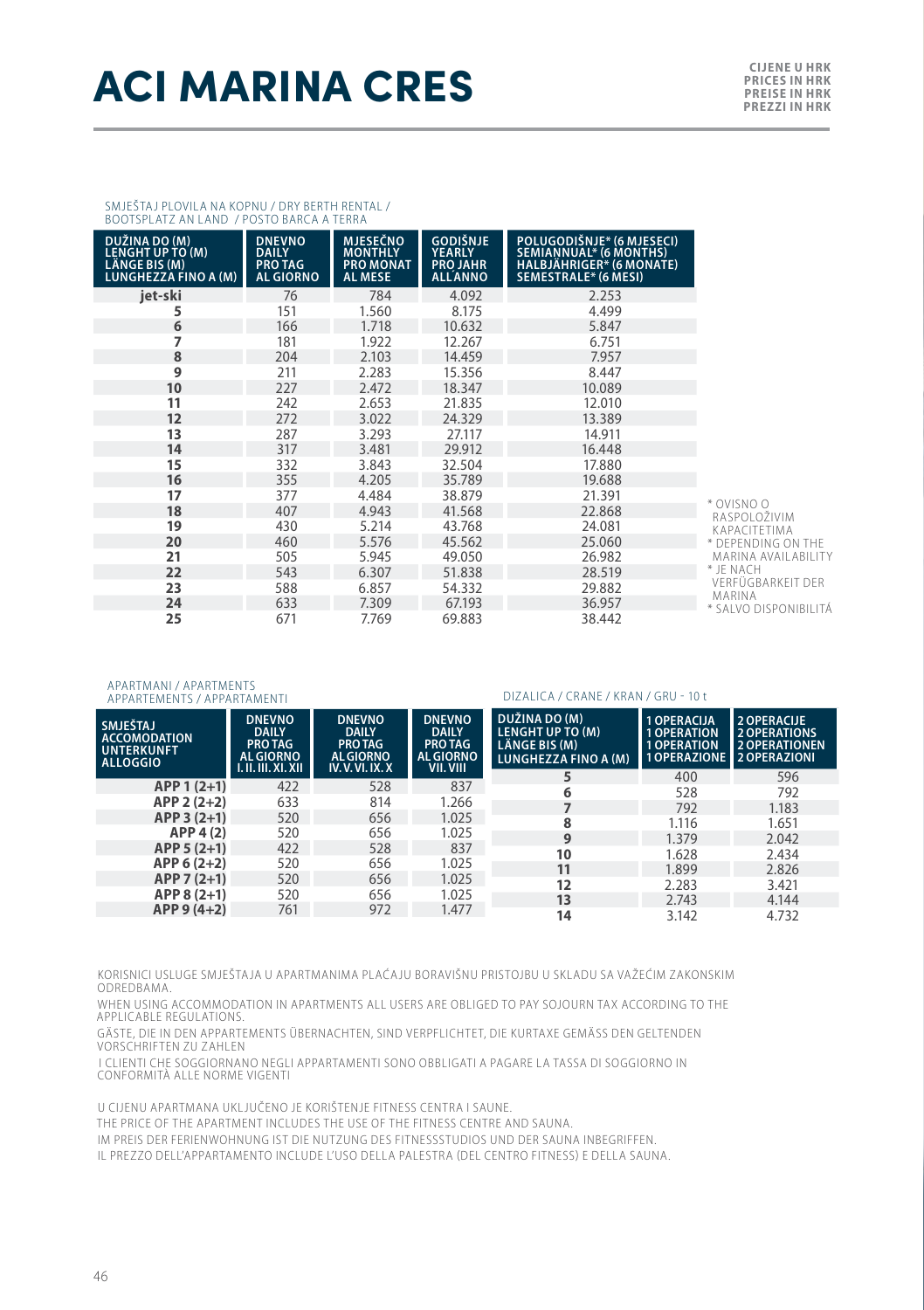# ACI MARINA CRES

CIJENE U HRK
PRICES IN HRK
PREISE IN HRK
PREZZI IN HRK

SMJEŠTAJ PLOVILA NA KOPNU / DRY BERTH RENTAL / BOOTSPLATZ AN LAND / POSTO BARCA A TERRA

| DUŽINA DO (M) LENGHT UP TO (M) LÄNGE BIS (M) LUNGHEZZA FINO A (M) | DNEVNO DAILY PRO TAG AL GIORNO | MJESEČNO MONTHLY PRO MONAT AL MESE | GODIŠNJE YEARLY PRO JAHR ALL'ANNO | POLUGODIŠNJE* (6 MJESECI) SEMIANNUAL* (6 MONTHS) HALBJÄHRIGER* (6 MONATE) SEMESTRALE* (6 MESI) |
|---|---|---|---|---|
| jet-ski | 76 | 784 | 4.092 | 2.253 |
| 5 | 151 | 1.560 | 8.175 | 4.499 |
| 6 | 166 | 1.718 | 10.632 | 5.847 |
| 7 | 181 | 1.922 | 12.267 | 6.751 |
| 8 | 204 | 2.103 | 14.459 | 7.957 |
| 9 | 211 | 2.283 | 15.356 | 8.447 |
| 10 | 227 | 2.472 | 18.347 | 10.089 |
| 11 | 242 | 2.653 | 21.835 | 12.010 |
| 12 | 272 | 3.022 | 24.329 | 13.389 |
| 13 | 287 | 3.293 | 27.117 | 14.911 |
| 14 | 317 | 3.481 | 29.912 | 16.448 |
| 15 | 332 | 3.843 | 32.504 | 17.880 |
| 16 | 355 | 4.205 | 35.789 | 19.688 |
| 17 | 377 | 4.484 | 38.879 | 21.391 |
| 18 | 407 | 4.943 | 41.568 | 22.868 |
| 19 | 430 | 5.214 | 43.768 | 24.081 |
| 20 | 460 | 5.576 | 45.562 | 25.060 |
| 21 | 505 | 5.945 | 49.050 | 26.982 |
| 22 | 543 | 6.307 | 51.838 | 28.519 |
| 23 | 588 | 6.857 | 54.332 | 29.882 |
| 24 | 633 | 7.309 | 67.193 | 36.957 |
| 25 | 671 | 7.769 | 69.883 | 38.442 |

* OVISNO O RASPOLOŽIVIM KAPACITETIMA
* DEPENDING ON THE MARINA AVAILABILITY
* JE NACH VERFÜGBARKEIT DER MARINA
* SALVO DISPONIBILITÁ

APARTMANI / APARTMENTS APPARTEMENTS / APPARTAMENTI

| SMJEŠTAJ ACCOMODATION UNTERKUNFT ALLOGGIO | DNEVNO DAILY PRO TAG AL GIORNO I. II. III. XI. XII | DNEVNO DAILY PRO TAG AL GIORNO IV. V. VI. IX. X | DNEVNO DAILY PRO TAG AL GIORNO VII. VIII |
|---|---|---|---|
| APP 1 (2+1) | 422 | 528 | 837 |
| APP 2 (2+2) | 633 | 814 | 1.266 |
| APP 3 (2+1) | 520 | 656 | 1.025 |
| APP 4 (2) | 520 | 656 | 1.025 |
| APP 5 (2+1) | 422 | 528 | 837 |
| APP 6 (2+2) | 520 | 656 | 1.025 |
| APP 7 (2+1) | 520 | 656 | 1.025 |
| APP 8 (2+1) | 520 | 656 | 1.025 |
| APP 9 (4+2) | 761 | 972 | 1.477 |

DIZALICA / CRANE / KRAN / GRU - 10 t

| DUŽINA DO (M) LENGHT UP TO (M) LÄNGE BIS (M) LUNGHEZZA FINO A (M) | 1 OPERACIJA 1 OPERATION 1 OPERATION 1 OPERAZIONE | 2 OPERACIJE 2 OPERATIONS 2 OPERATIONEN 2 OPERAZIONI |
|---|---|---|
| 5 | 400 | 596 |
| 6 | 528 | 792 |
| 7 | 792 | 1.183 |
| 8 | 1.116 | 1.651 |
| 9 | 1.379 | 2.042 |
| 10 | 1.628 | 2.434 |
| 11 | 1.899 | 2.826 |
| 12 | 2.283 | 3.421 |
| 13 | 2.743 | 4.144 |
| 14 | 3.142 | 4.732 |

KORISNICI USLUGE SMJEŠTAJA U APARTMANIMA PLAĆAJU BORAVIŠNU PRISTOJBU U SKLADU SA VAŽEĆIM ZAKONSKIM ODREDBAMA.

WHEN USING ACCOMMODATION IN APARTMENTS ALL USERS ARE OBLIGED TO PAY SOJOURN TAX ACCORDING TO THE APPLICABLE REGULATIONS.

GÄSTE, DIE IN DEN APPARTEMENTS ÜBERNACHTEN, SIND VERPFLICHTET, DIE KURTAXE GEMÄSS DEN GELTENDEN VORSCHRIFTEN ZU ZAHLEN

I CLIENTI CHE SOGGIORNANO NEGLI APPARTAMENTI SONO OBBLIGATI A PAGARE LA TASSA DI SOGGIORNO IN CONFORMITÀ ALLE NORME VIGENTI

U CIJENU APARTMANA UKLJUČENO JE KORIŠTENJE FITNESS CENTRA I SAUNE.
THE PRICE OF THE APARTMENT INCLUDES THE USE OF THE FITNESS CENTRE AND SAUNA.
IM PREIS DER FERIENWOHNUNG IST DIE NUTZUNG DES FITNESSSTUDIOS UND DER SAUNA INBEGRIFFEN.
IL PREZZO DELL'APPARTAMENTO INCLUDE L'USO DELLA PALESTRA (DEL CENTRO FITNESS) E DELLA SAUNA.